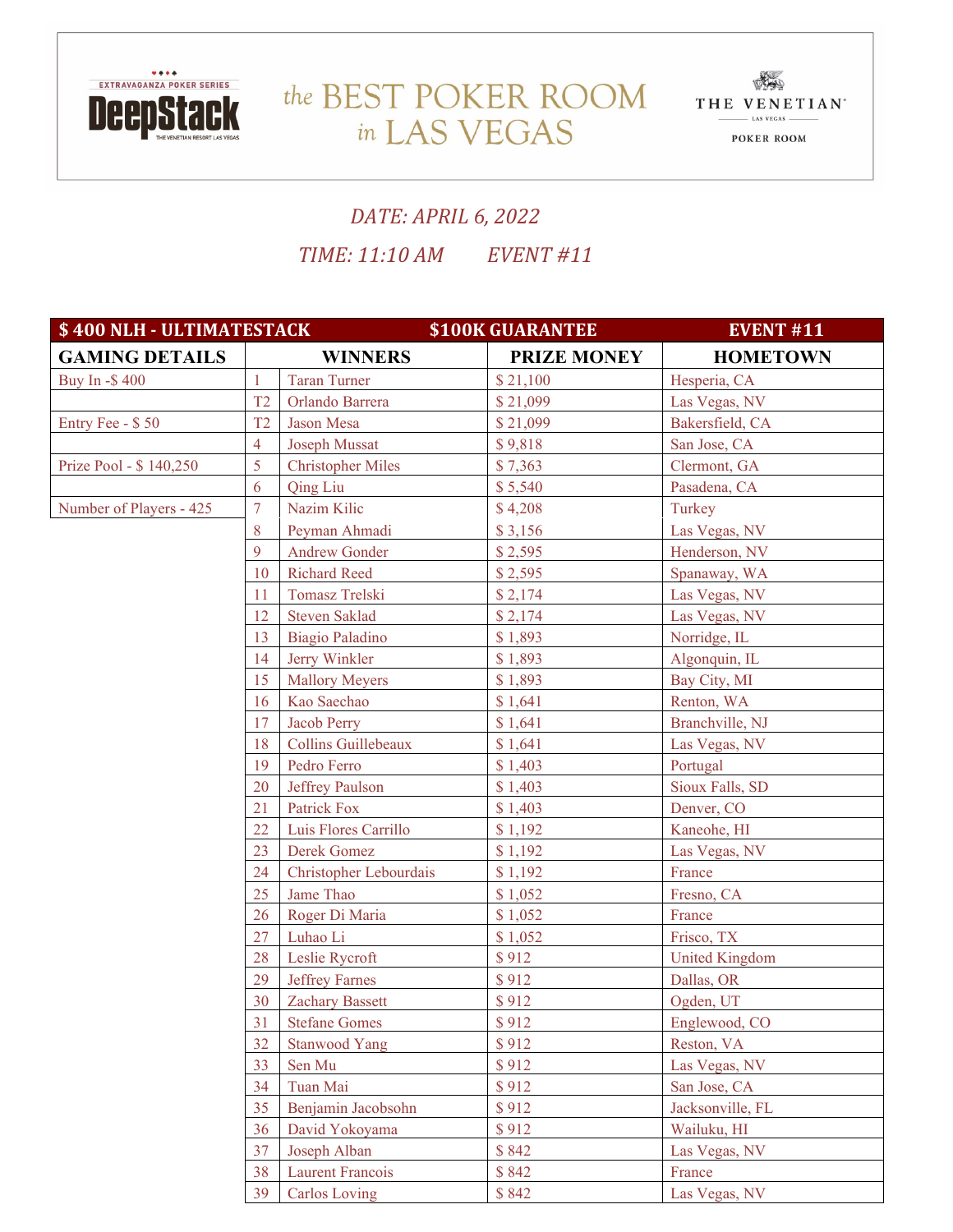DeepStack Extravaganza Poker Series — The Venetian Resort Las Vegas

# the BEST POKER ROOM in LAS VEGAS

THE VENETIAN LAS VEGAS POKER ROOM

*DATE: APRIL 6, 2022*

*TIME: 11:10 AM EVENT #11*

| $ 400 NLH - ULTIMATESTACK | | $100K GUARANTEE | | EVENT #11 |
|---|---|---|---|---|
| **GAMING DETAILS** | | **WINNERS** | **PRIZE MONEY** | **HOMETOWN** |
| Buy In -$ 400 | 1 | Taran Turner | $ 21,100 | Hesperia, CA |
| | T2 | Orlando Barrera | $ 21,099 | Las Vegas, NV |
| Entry Fee - $ 50 | T2 | Jason Mesa | $ 21,099 | Bakersfield, CA |
| | 4 | Joseph Mussat | $ 9,818 | San Jose, CA |
| Prize Pool - $ 140,250 | 5 | Christopher Miles | $ 7,363 | Clermont, GA |
| | 6 | Qing Liu | $ 5,540 | Pasadena, CA |
| Number of Players - 425 | 7 | Nazim Kilic | $ 4,208 | Turkey |
| | 8 | Peyman Ahmadi | $ 3,156 | Las Vegas, NV |
| | 9 | Andrew Gonder | $ 2,595 | Henderson, NV |
| | 10 | Richard Reed | $ 2,595 | Spanaway, WA |
| | 11 | Tomasz Trelski | $ 2,174 | Las Vegas, NV |
| | 12 | Steven Saklad | $ 2,174 | Las Vegas, NV |
| | 13 | Biagio Paladino | $ 1,893 | Norridge, IL |
| | 14 | Jerry Winkler | $ 1,893 | Algonquin, IL |
| | 15 | Mallory Meyers | $ 1,893 | Bay City, MI |
| | 16 | Kao Saechao | $ 1,641 | Renton, WA |
| | 17 | Jacob Perry | $ 1,641 | Branchville, NJ |
| | 18 | Collins Guillebeaux | $ 1,641 | Las Vegas, NV |
| | 19 | Pedro Ferro | $ 1,403 | Portugal |
| | 20 | Jeffrey Paulson | $ 1,403 | Sioux Falls, SD |
| | 21 | Patrick Fox | $ 1,403 | Denver, CO |
| | 22 | Luis Flores Carrillo | $ 1,192 | Kaneohe, HI |
| | 23 | Derek Gomez | $ 1,192 | Las Vegas, NV |
| | 24 | Christopher Lebourdais | $ 1,192 | France |
| | 25 | Jame Thao | $ 1,052 | Fresno, CA |
| | 26 | Roger Di Maria | $ 1,052 | France |
| | 27 | Luhao Li | $ 1,052 | Frisco, TX |
| | 28 | Leslie Rycroft | $ 912 | United Kingdom |
| | 29 | Jeffrey Farnes | $ 912 | Dallas, OR |
| | 30 | Zachary Bassett | $ 912 | Ogden, UT |
| | 31 | Stefane Gomes | $ 912 | Englewood, CO |
| | 32 | Stanwood Yang | $ 912 | Reston, VA |
| | 33 | Sen Mu | $ 912 | Las Vegas, NV |
| | 34 | Tuan Mai | $ 912 | San Jose, CA |
| | 35 | Benjamin Jacobsohn | $ 912 | Jacksonville, FL |
| | 36 | David Yokoyama | $ 912 | Wailuku, HI |
| | 37 | Joseph Alban | $ 842 | Las Vegas, NV |
| | 38 | Laurent Francois | $ 842 | France |
| | 39 | Carlos Loving | $ 842 | Las Vegas, NV |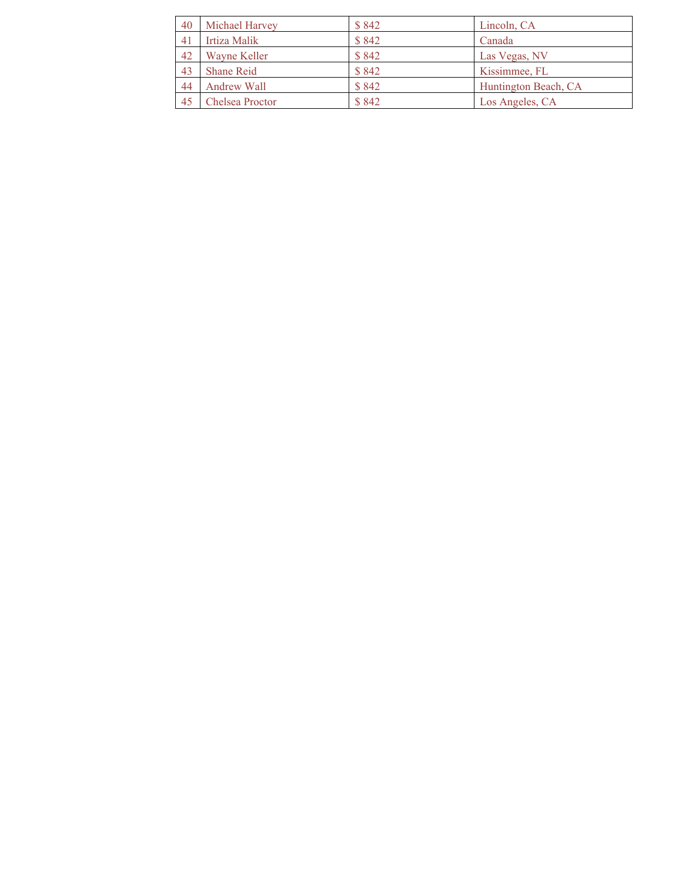| | | | |
|---|---|---|---|
| 40 | Michael Harvey | $ 842 | Lincoln, CA |
| 41 | Irtiza Malik | $ 842 | Canada |
| 42 | Wayne Keller | $ 842 | Las Vegas, NV |
| 43 | Shane Reid | $ 842 | Kissimmee, FL |
| 44 | Andrew Wall | $ 842 | Huntington Beach, CA |
| 45 | Chelsea Proctor | $ 842 | Los Angeles, CA |